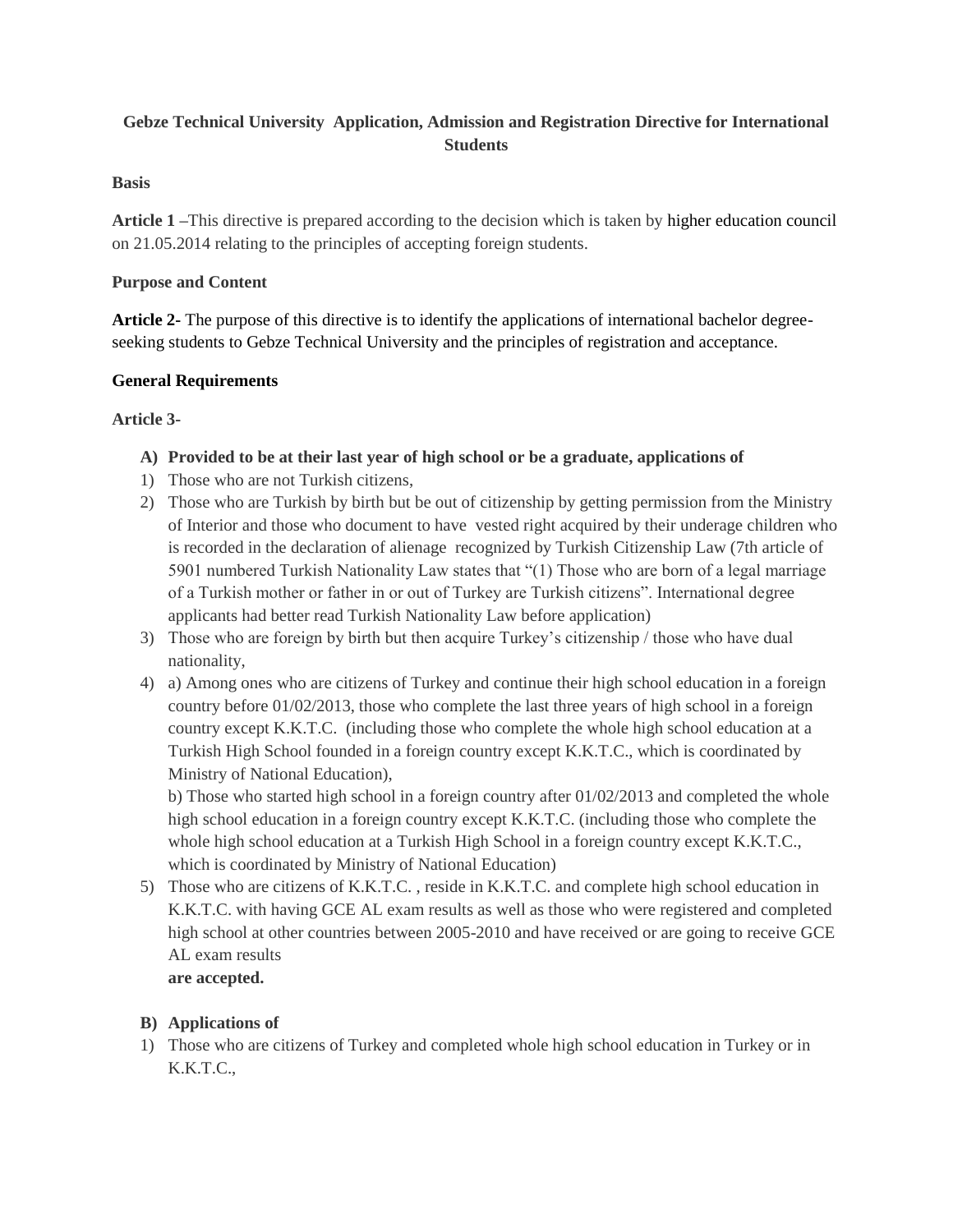**Gebze Technical University Application, Admission and Registration Directive for International Students**

**Basis**

**Article 1** –This directive is prepared according to the decision which is taken by higher education council on 21.05.2014 relating to the principles of accepting foreign students.

**Purpose and Content**

**Article 2**- The purpose of this directive is to identify the applications of international bachelor degree-seeking students to Gebze Technical University and the principles of registration and acceptance.

**General Requirements**

**Article 3**-

**A) Provided to be at their last year of high school or be a graduate, applications of**

1) Those who are not Turkish citizens,
2) Those who are Turkish by birth but be out of citizenship by getting permission from the Ministry of Interior and those who document to have vested right acquired by their underage children who is recorded in the declaration of alienage recognized by Turkish Citizenship Law (7th article of 5901 numbered Turkish Nationality Law states that "(1) Those who are born of a legal marriage of a Turkish mother or father in or out of Turkey are Turkish citizens". International degree applicants had better read Turkish Nationality Law before application)
3) Those who are foreign by birth but then acquire Turkey's citizenship / those who have dual nationality,
4) a) Among ones who are citizens of Turkey and continue their high school education in a foreign country before 01/02/2013, those who complete the last three years of high school in a foreign country except K.K.T.C. (including those who complete the whole high school education at a Turkish High School founded in a foreign country except K.K.T.C., which is coordinated by Ministry of National Education),

   b) Those who started high school in a foreign country after 01/02/2013 and completed the whole high school education in a foreign country except K.K.T.C. (including those who complete the whole high school education at a Turkish High School in a foreign country except K.K.T.C., which is coordinated by Ministry of National Education)
5) Those who are citizens of K.K.T.C. , reside in K.K.T.C. and complete high school education in K.K.T.C. with having GCE AL exam results as well as those who were registered and completed high school at other countries between 2005-2010 and have received or are going to receive GCE AL exam results

   **are accepted.**

**B) Applications of**

1) Those who are citizens of Turkey and completed whole high school education in Turkey or in K.K.T.C.,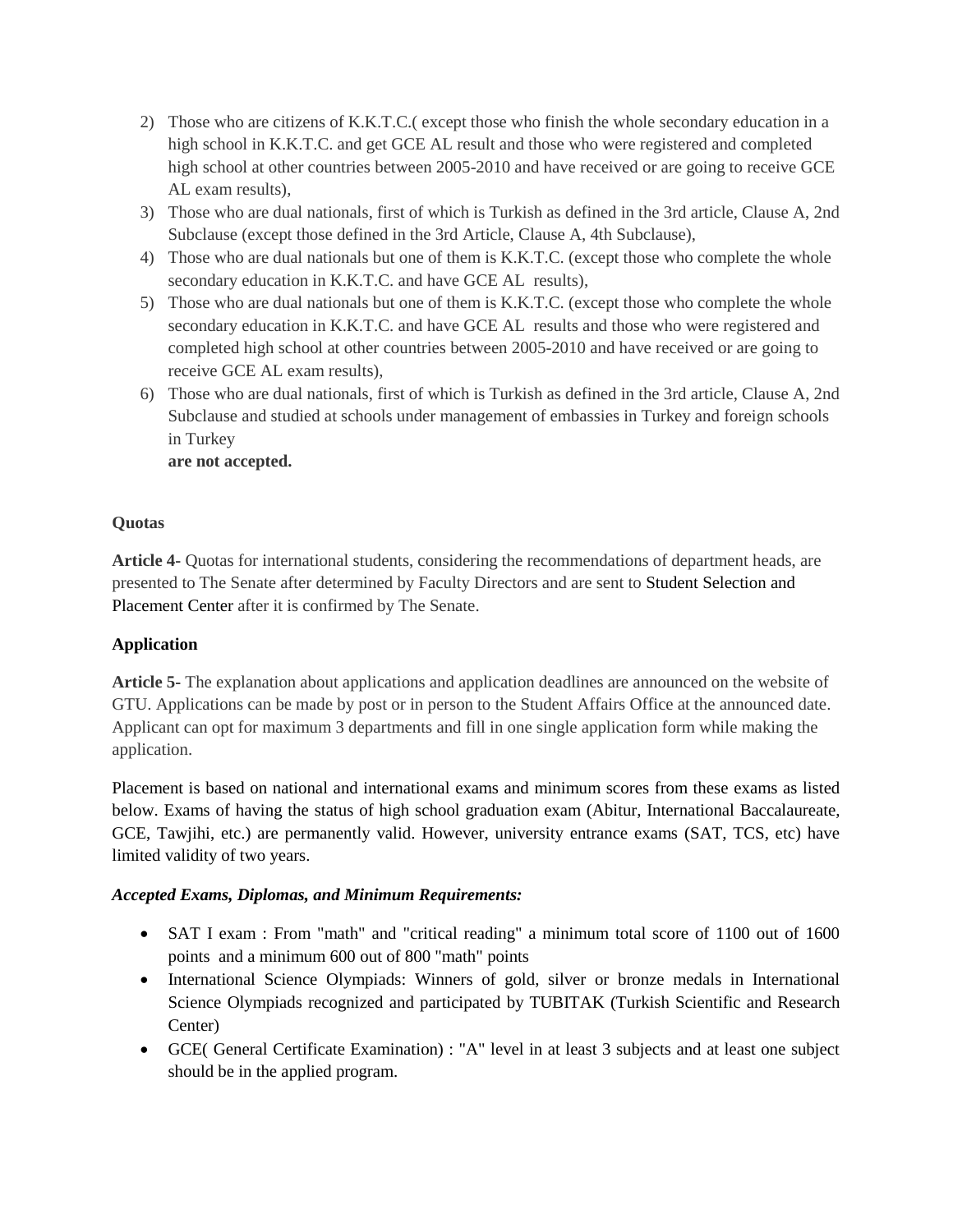2) Those who are citizens of K.K.T.C.( except those who finish the whole secondary education in a high school in K.K.T.C. and get GCE AL result and those who were registered and completed high school at other countries between 2005-2010 and have received or are going to receive GCE AL exam results),
3) Those who are dual nationals, first of which is Turkish as defined in the 3rd article, Clause A, 2nd Subclause (except those defined in the 3rd Article, Clause A, 4th Subclause),
4) Those who are dual nationals but one of them is K.K.T.C. (except those who complete the whole secondary education in K.K.T.C. and have GCE AL results),
5) Those who are dual nationals but one of them is K.K.T.C. (except those who complete the whole secondary education in K.K.T.C. and have GCE AL results and those who were registered and completed high school at other countries between 2005-2010 and have received or are going to receive GCE AL exam results),
6) Those who are dual nationals, first of which is Turkish as defined in the 3rd article, Clause A, 2nd Subclause and studied at schools under management of embassies in Turkey and foreign schools in Turkey
   **are not accepted.**

**Quotas**

**Article 4-** Quotas for international students, considering the recommendations of department heads, are presented to The Senate after determined by Faculty Directors and are sent to Student Selection and Placement Center after it is confirmed by The Senate.

**Application**

**Article 5-** The explanation about applications and application deadlines are announced on the website of GTU. Applications can be made by post or in person to the Student Affairs Office at the announced date. Applicant can opt for maximum 3 departments and fill in one single application form while making the application.

Placement is based on national and international exams and minimum scores from these exams as listed below. Exams of having the status of high school graduation exam (Abitur, International Baccalaureate, GCE, Tawjihi, etc.) are permanently valid. However, university entrance exams (SAT, TCS, etc) have limited validity of two years.

***Accepted Exams, Diplomas, and Minimum Requirements:***

- SAT I exam : From "math" and "critical reading" a minimum total score of 1100 out of 1600 points and a minimum 600 out of 800 "math" points
- International Science Olympiads: Winners of gold, silver or bronze medals in International Science Olympiads recognized and participated by TUBITAK (Turkish Scientific and Research Center)
- GCE( General Certificate Examination) : "A" level in at least 3 subjects and at least one subject should be in the applied program.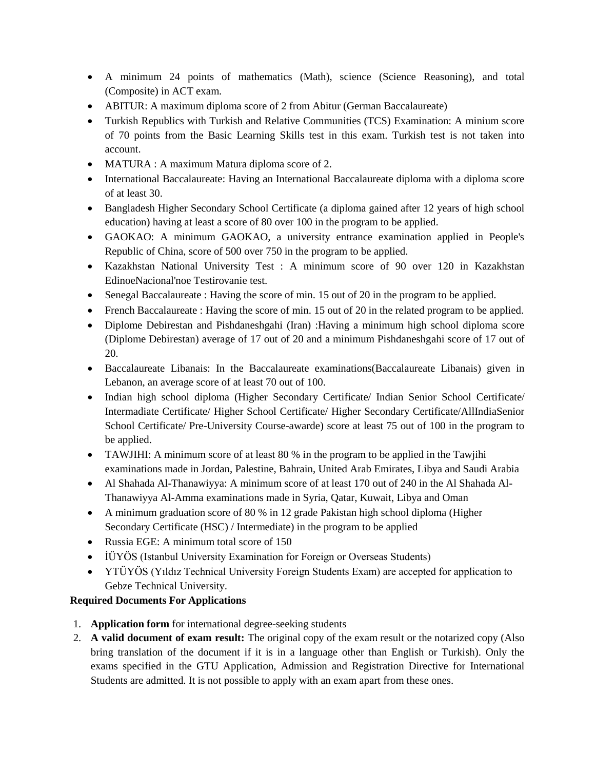- A minimum 24 points of mathematics (Math), science (Science Reasoning), and total (Composite) in ACT exam.
- ABITUR: A maximum diploma score of 2 from Abitur (German Baccalaureate)
- Turkish Republics with Turkish and Relative Communities (TCS) Examination: A minium score of 70 points from the Basic Learning Skills test in this exam. Turkish test is not taken into account.
- MATURA : A maximum Matura diploma score of 2.
- International Baccalaureate: Having an International Baccalaureate diploma with a diploma score of at least 30.
- Bangladesh Higher Secondary School Certificate (a diploma gained after 12 years of high school education) having at least a score of 80 over 100 in the program to be applied.
- GAOKAO: A minimum GAOKAO, a university entrance examination applied in People's Republic of China, score of 500 over 750 in the program to be applied.
- Kazakhstan National University Test : A minimum score of 90 over 120 in Kazakhstan EdinoeNacional'noe Testirovanie test.
- Senegal Baccalaureate : Having the score of min. 15 out of 20 in the program to be applied.
- French Baccalaureate : Having the score of min. 15 out of 20 in the related program to be applied.
- Diplome Debirestan and Pishdaneshgahi (Iran) :Having a minimum high school diploma score (Diplome Debirestan) average of 17 out of 20 and a minimum Pishdaneshgahi score of 17 out of 20.
- Baccalaureate Libanais: In the Baccalaureate examinations(Baccalaureate Libanais) given in Lebanon, an average score of at least 70 out of 100.
- Indian high school diploma (Higher Secondary Certificate/ Indian Senior School Certificate/ Intermadiate Certificate/ Higher School Certificate/ Higher Secondary Certificate/AllIndiaSenior School Certificate/ Pre-University Course-awarde) score at least 75 out of 100 in the program to be applied.
- TAWJIHI: A minimum score of at least 80 % in the program to be applied in the Tawjihi examinations made in Jordan, Palestine, Bahrain, United Arab Emirates, Libya and Saudi Arabia
- Al Shahada Al-Thanawiyya: A minimum score of at least 170 out of 240 in the Al Shahada Al-Thanawiyya Al-Amma examinations made in Syria, Qatar, Kuwait, Libya and Oman
- A minimum graduation score of 80 % in 12 grade Pakistan high school diploma (Higher Secondary Certificate (HSC) / Intermediate) in the program to be applied
- Russia EGE: A minimum total score of 150
- İÜYÖS (Istanbul University Examination for Foreign or Overseas Students)
- YTÜYÖS (Yıldız Technical University Foreign Students Exam) are accepted for application to Gebze Technical University.

**Required Documents For Applications**

1. **Application form** for international degree-seeking students
2. **A valid document of exam result:** The original copy of the exam result or the notarized copy (Also bring translation of the document if it is in a language other than English or Turkish). Only the exams specified in the GTU Application, Admission and Registration Directive for International Students are admitted. It is not possible to apply with an exam apart from these ones.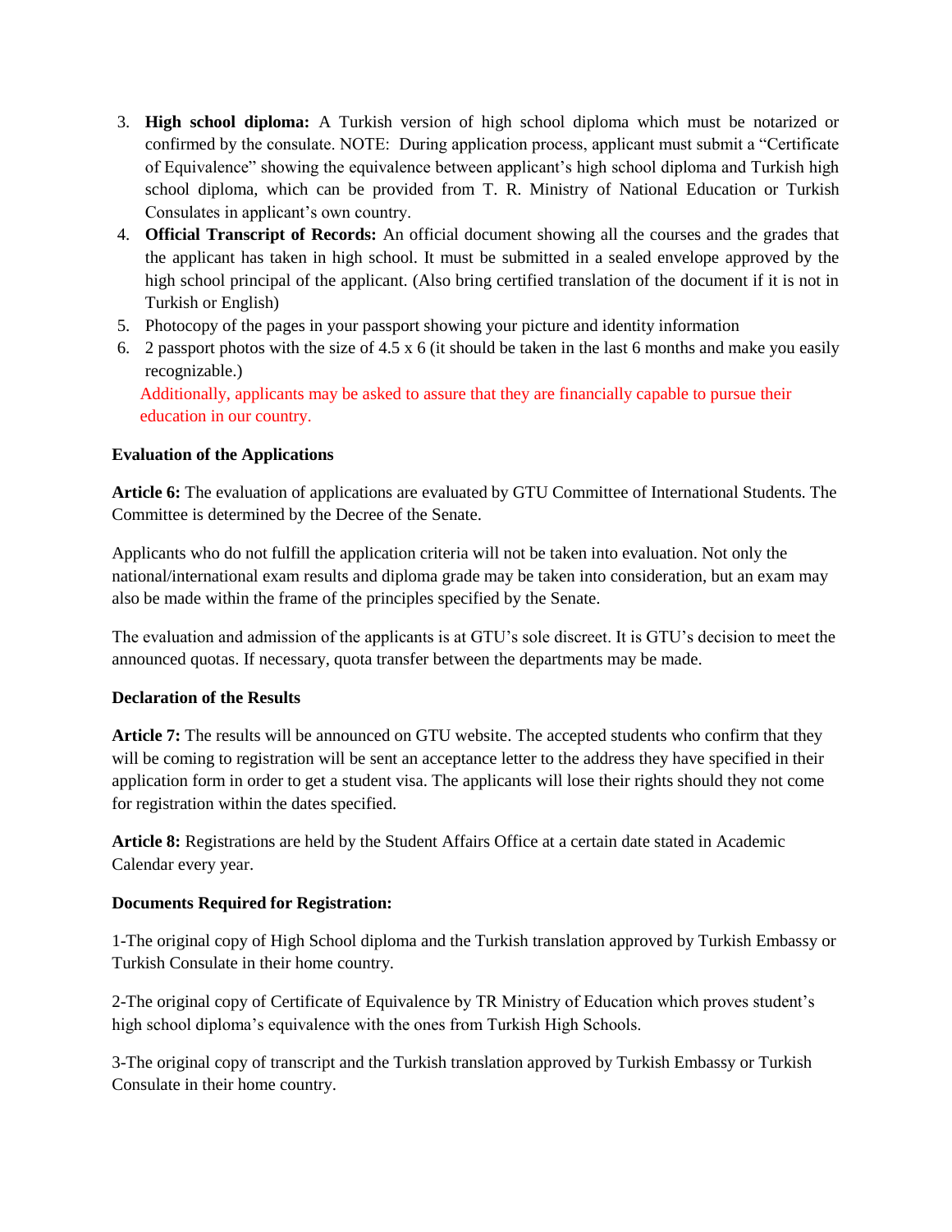3. **High school diploma:** A Turkish version of high school diploma which must be notarized or confirmed by the consulate. NOTE: During application process, applicant must submit a "Certificate of Equivalence" showing the equivalence between applicant's high school diploma and Turkish high school diploma, which can be provided from T. R. Ministry of National Education or Turkish Consulates in applicant's own country.
4. **Official Transcript of Records:** An official document showing all the courses and the grades that the applicant has taken in high school. It must be submitted in a sealed envelope approved by the high school principal of the applicant. (Also bring certified translation of the document if it is not in Turkish or English)
5. Photocopy of the pages in your passport showing your picture and identity information
6. 2 passport photos with the size of 4.5 x 6 (it should be taken in the last 6 months and make you easily recognizable.)

Additionally, applicants may be asked to assure that they are financially capable to pursue their education in our country.

**Evaluation of the Applications**

**Article 6:** The evaluation of applications are evaluated by GTU Committee of International Students. The Committee is determined by the Decree of the Senate.

Applicants who do not fulfill the application criteria will not be taken into evaluation. Not only the national/international exam results and diploma grade may be taken into consideration, but an exam may also be made within the frame of the principles specified by the Senate.

The evaluation and admission of the applicants is at GTU's sole discreet. It is GTU's decision to meet the announced quotas. If necessary, quota transfer between the departments may be made.

**Declaration of the Results**

**Article 7:** The results will be announced on GTU website. The accepted students who confirm that they will be coming to registration will be sent an acceptance letter to the address they have specified in their application form in order to get a student visa. The applicants will lose their rights should they not come for registration within the dates specified.

**Article 8:** Registrations are held by the Student Affairs Office at a certain date stated in Academic Calendar every year.

**Documents Required for Registration:**

1-The original copy of High School diploma and the Turkish translation approved by Turkish Embassy or Turkish Consulate in their home country.

2-The original copy of Certificate of Equivalence by TR Ministry of Education which proves student's high school diploma's equivalence with the ones from Turkish High Schools.

3-The original copy of transcript and the Turkish translation approved by Turkish Embassy or Turkish Consulate in their home country.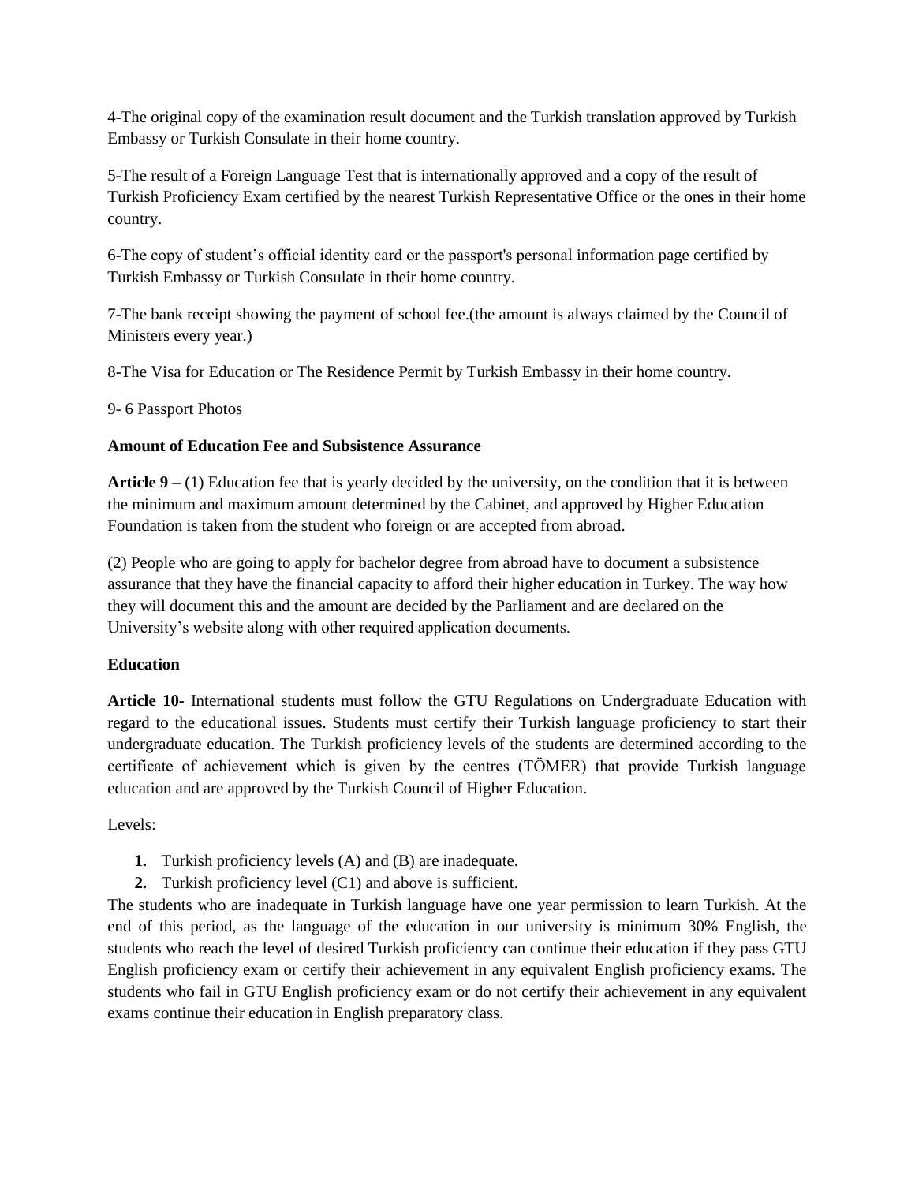4-The original copy of the examination result document and the Turkish translation approved by Turkish Embassy or Turkish Consulate in their home country.

5-The result of a Foreign Language Test that is internationally approved and a copy of the result of Turkish Proficiency Exam certified by the nearest Turkish Representative Office or the ones in their home country.

6-The copy of student's official identity card or the passport's personal information page certified by Turkish Embassy or Turkish Consulate in their home country.

7-The bank receipt showing the payment of school fee.(the amount is always claimed by the Council of Ministers every year.)

8-The Visa for Education or The Residence Permit by Turkish Embassy in their home country.

9- 6 Passport Photos

**Amount of Education Fee and Subsistence Assurance**

**Article 9 –** (1) Education fee that is yearly decided by the university, on the condition that it is between the minimum and maximum amount determined by the Cabinet, and approved by Higher Education Foundation is taken from the student who foreign or are accepted from abroad.

(2) People who are going to apply for bachelor degree from abroad have to document a subsistence assurance that they have the financial capacity to afford their higher education in Turkey. The way how they will document this and the amount are decided by the Parliament and are declared on the University's website along with other required application documents.

**Education**

**Article 10-** International students must follow the GTU Regulations on Undergraduate Education with regard to the educational issues. Students must certify their Turkish language proficiency to start their undergraduate education. The Turkish proficiency levels of the students are determined according to the certificate of achievement which is given by the centres (TÖMER) that provide Turkish language education and are approved by the Turkish Council of Higher Education.

Levels:

1. Turkish proficiency levels (A) and (B) are inadequate.
2. Turkish proficiency level (C1) and above is sufficient.

The students who are inadequate in Turkish language have one year permission to learn Turkish. At the end of this period, as the language of the education in our university is minimum 30% English, the students who reach the level of desired Turkish proficiency can continue their education if they pass GTU English proficiency exam or certify their achievement in any equivalent English proficiency exams. The students who fail in GTU English proficiency exam or do not certify their achievement in any equivalent exams continue their education in English preparatory class.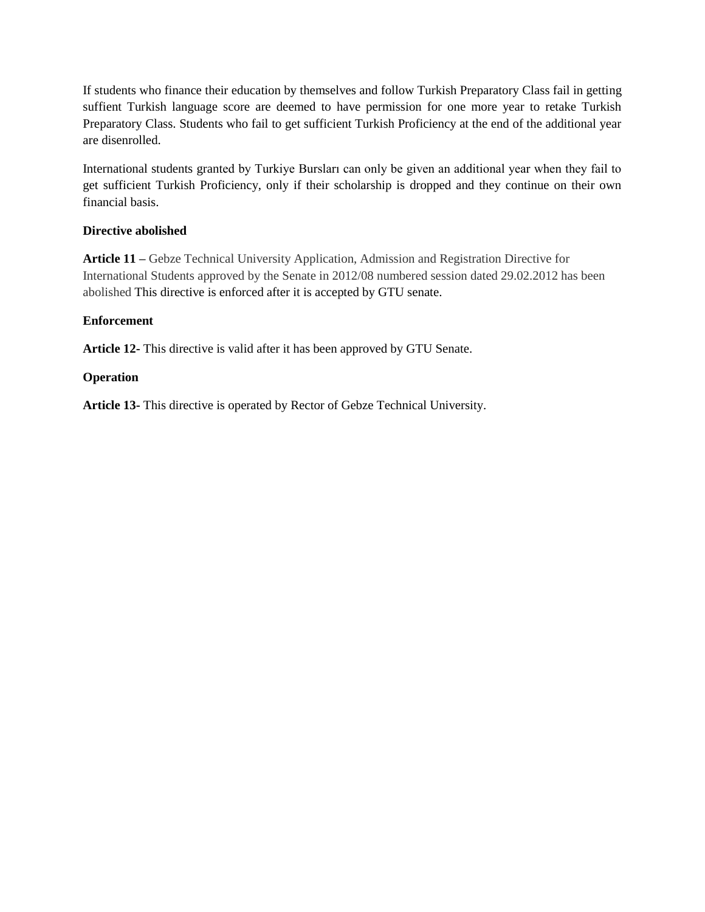If students who finance their education by themselves and follow Turkish Preparatory Class fail in getting suffient Turkish language score are deemed to have permission for one more year to retake Turkish Preparatory Class. Students who fail to get sufficient Turkish Proficiency at the end of the additional year are disenrolled.

International students granted by Turkiye Bursları can only be given an additional year when they fail to get sufficient Turkish Proficiency, only if their scholarship is dropped and they continue on their own financial basis.

**Directive abolished**

**Article 11 –** Gebze Technical University Application, Admission and Registration Directive for International Students approved by the Senate in 2012/08 numbered session dated 29.02.2012 has been abolished This directive is enforced after it is accepted by GTU senate.

**Enforcement**

**Article 12-** This directive is valid after it has been approved by GTU Senate.

**Operation**

**Article 13-** This directive is operated by Rector of Gebze Technical University.